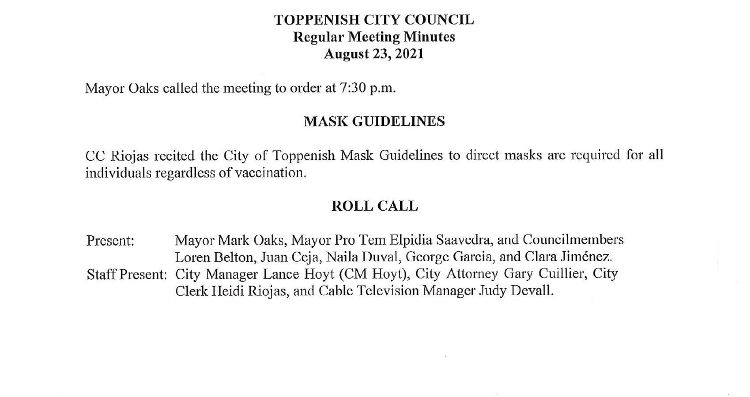# TOPPENISH CITY COUNCIL
## Regular Meeting Minutes
## August 23, 2021

Mayor Oaks called the meeting to order at 7:30 p.m.

## MASK GUIDELINES

CC Riojas recited the City of Toppenish Mask Guidelines to direct masks are required for all individuals regardless of vaccination.

## ROLL CALL

Present: Mayor Mark Oaks, Mayor Pro Tem Elpidia Saavedra, and Councilmembers Loren Belton, Juan Ceja, Naila Duval, George Garcia, and Clara Jiménez.

Staff Present: City Manager Lance Hoyt (CM Hoyt), City Attorney Gary Cuillier, City Clerk Heidi Riojas, and Cable Television Manager Judy Devall.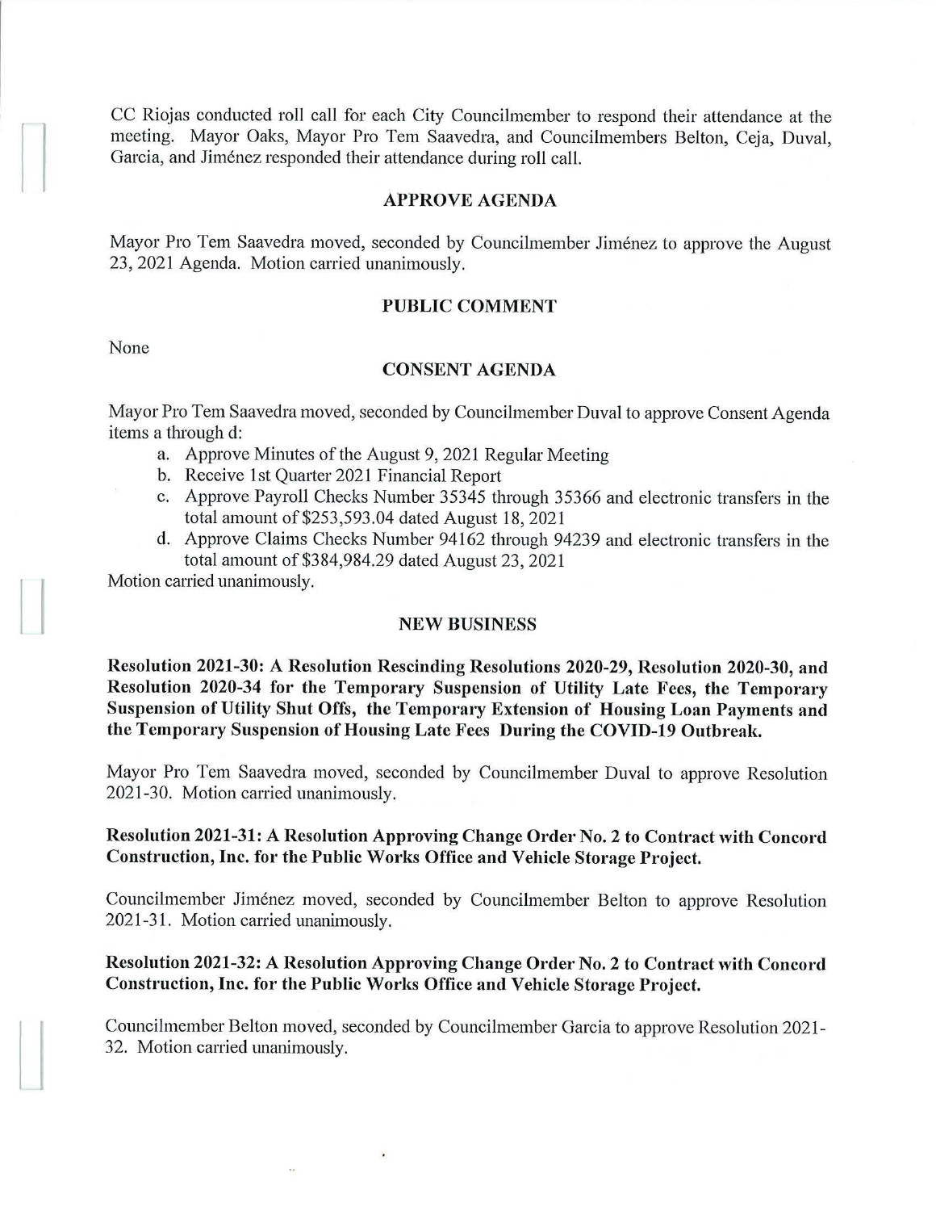CC Riojas conducted roll call for each City Councilmember to respond their attendance at the meeting. Mayor Oaks, Mayor Pro Tem Saavedra, and Councilmembers Belton, Ceja, Duval, Garcia, and Jiménez responded their attendance during roll call.

## APPROVE AGENDA

Mayor Pro Tem Saavedra moved, seconded by Councilmember Jiménez to approve the August 23, 2021 Agenda. Motion carried unanimously.

## PUBLIC COMMENT

None

## CONSENT AGENDA

Mayor Pro Tem Saavedra moved, seconded by Councilmember Duval to approve Consent Agenda items a through d:

a. Approve Minutes of the August 9, 2021 Regular Meeting
b. Receive 1st Quarter 2021 Financial Report
c. Approve Payroll Checks Number 35345 through 35366 and electronic transfers in the total amount of $253,593.04 dated August 18, 2021
d. Approve Claims Checks Number 94162 through 94239 and electronic transfers in the total amount of $384,984.29 dated August 23, 2021

Motion carried unanimously.

## NEW BUSINESS

**Resolution 2021-30: A Resolution Rescinding Resolutions 2020-29, Resolution 2020-30, and Resolution 2020-34 for the Temporary Suspension of Utility Late Fees, the Temporary Suspension of Utility Shut Offs, the Temporary Extension of Housing Loan Payments and the Temporary Suspension of Housing Late Fees During the COVID-19 Outbreak.**

Mayor Pro Tem Saavedra moved, seconded by Councilmember Duval to approve Resolution 2021-30. Motion carried unanimously.

**Resolution 2021-31: A Resolution Approving Change Order No. 2 to Contract with Concord Construction, Inc. for the Public Works Office and Vehicle Storage Project.**

Councilmember Jiménez moved, seconded by Councilmember Belton to approve Resolution 2021-31. Motion carried unanimously.

**Resolution 2021-32: A Resolution Approving Change Order No. 2 to Contract with Concord Construction, Inc. for the Public Works Office and Vehicle Storage Project.**

Councilmember Belton moved, seconded by Councilmember Garcia to approve Resolution 2021-32. Motion carried unanimously.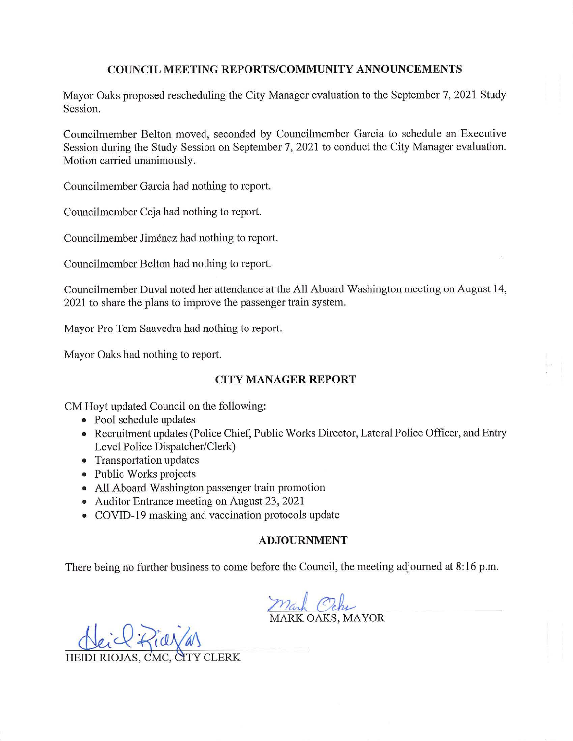## COUNCIL MEETING REPORTS/COMMUNITY ANNOUNCEMENTS

Mayor Oaks proposed rescheduling the City Manager evaluation to the September 7, 2021 Study Session.

Councilmember Belton moved, seconded by Councilmember Garcia to schedule an Executive Session during the Study Session on September 7, 2021 to conduct the City Manager evaluation. Motion carried unanimously.

Councilmember Garcia had nothing to report.

Councilmember Ceja had nothing to report.

Councilmember Jiménez had nothing to report.

Councilmember Belton had nothing to report.

Councilmember Duval noted her attendance at the All Aboard Washington meeting on August 14, 2021 to share the plans to improve the passenger train system.

Mayor Pro Tem Saavedra had nothing to report.

Mayor Oaks had nothing to report.

## CITY MANAGER REPORT

CM Hoyt updated Council on the following:

- Pool schedule updates
- Recruitment updates (Police Chief, Public Works Director, Lateral Police Officer, and Entry Level Police Dispatcher/Clerk)
- Transportation updates
- Public Works projects
- All Aboard Washington passenger train promotion
- Auditor Entrance meeting on August 23, 2021
- COVID-19 masking and vaccination protocols update

## ADJOURNMENT

There being no further business to come before the Council, the meeting adjourned at 8:16 p.m.

MARK OAKS, MAYOR

HEIDI RIOJAS, CMC, CITY CLERK